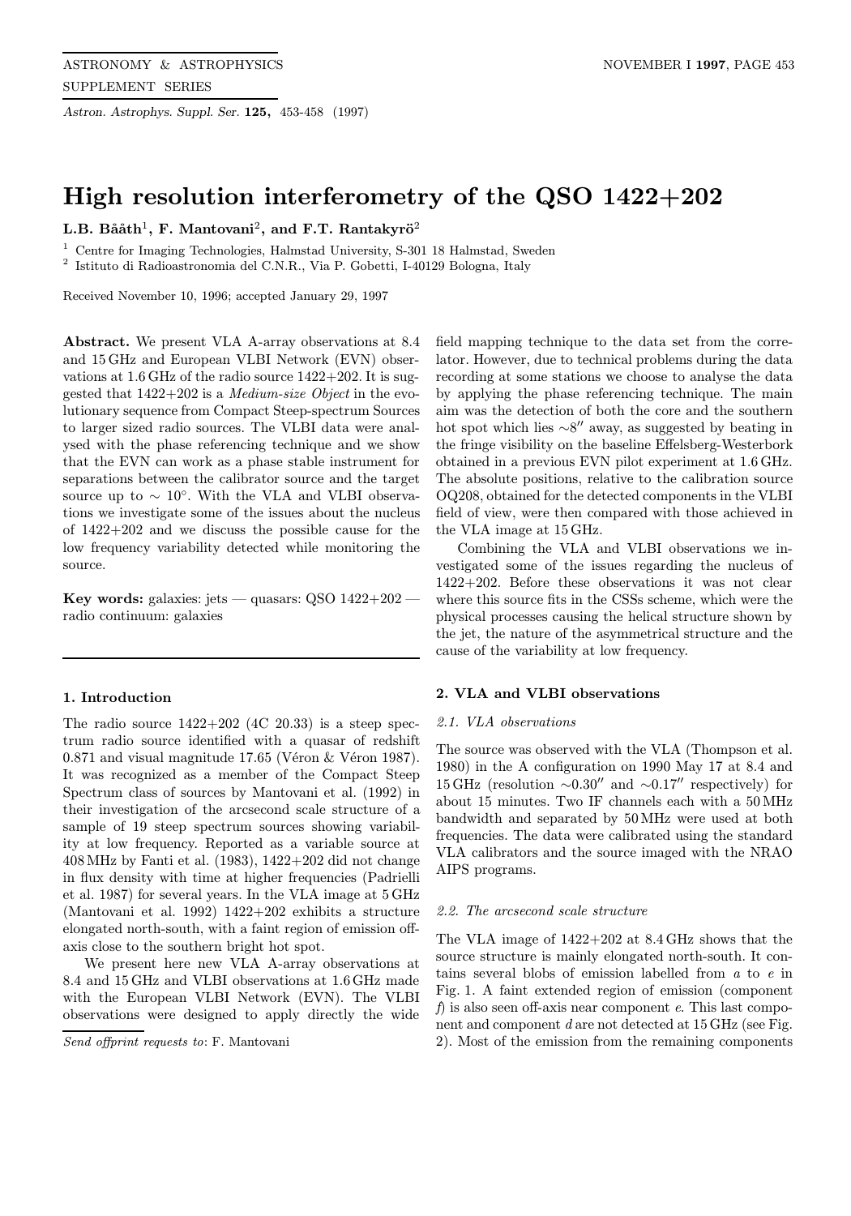# High resolution interferometry of the QSO 1422+202

**L.B. Bååth**[1], **F. Mantovani**[2], **and F.T. Rantakyrö**[2]

[1] Centre for Imaging Technologies, Halmstad University, S-301 18 Halmstad, Sweden
[2] Istituto di Radioastronomia del C.N.R., Via P. Gobetti, I-40129 Bologna, Italy

Received November 10, 1996; accepted January 29, 1997

**Abstract.** We present VLA A-array observations at 8.4 and 15 GHz and European VLBI Network (EVN) observations at 1.6 GHz of the radio source 1422+202. It is suggested that 1422+202 is a *Medium-size Object* in the evolutionary sequence from Compact Steep-spectrum Sources to larger sized radio sources. The VLBI data were analysed with the phase referencing technique and we show that the EVN can work as a phase stable instrument for separations between the calibrator source and the target source up to $\sim 10^{\circ}$. With the VLA and VLBI observations we investigate some of the issues about the nucleus of 1422+202 and we discuss the possible cause for the low frequency variability detected while monitoring the source.

**Key words:** galaxies: jets — quasars: QSO 1422+202 — radio continuum: galaxies

## 1. Introduction

The radio source 1422+202 (4C 20.33) is a steep spectrum radio source identified with a quasar of redshift 0.871 and visual magnitude 17.65 (Véron & Véron 1987). It was recognized as a member of the Compact Steep Spectrum class of sources by Mantovani et al. (1992) in their investigation of the arcsecond scale structure of a sample of 19 steep spectrum sources showing variability at low frequency. Reported as a variable source at 408 MHz by Fanti et al. (1983), 1422+202 did not change in flux density with time at higher frequencies (Padrielli et al. 1987) for several years. In the VLA image at 5 GHz (Mantovani et al. 1992) 1422+202 exhibits a structure elongated north-south, with a faint region of emission off-axis close to the southern bright hot spot.

We present here new VLA A-array observations at 8.4 and 15 GHz and VLBI observations at 1.6 GHz made with the European VLBI Network (EVN). The VLBI observations were designed to apply directly the wide field mapping technique to the data set from the correlator. However, due to technical problems during the data recording at some stations we choose to analyse the data by applying the phase referencing technique. The main aim was the detection of both the core and the southern hot spot which lies $\sim 8''$ away, as suggested by beating in the fringe visibility on the baseline Effelsberg-Westerbork obtained in a previous EVN pilot experiment at 1.6 GHz. The absolute positions, relative to the calibration source OQ208, obtained for the detected components in the VLBI field of view, were then compared with those achieved in the VLA image at 15 GHz.

Combining the VLA and VLBI observations we investigated some of the issues regarding the nucleus of 1422+202. Before these observations it was not clear where this source fits in the CSSs scheme, which were the physical processes causing the helical structure shown by the jet, the nature of the asymmetrical structure and the cause of the variability at low frequency.

*Send offprint requests to*: F. Mantovani

## 2. VLA and VLBI observations

### 2.1. VLA observations

The source was observed with the VLA (Thompson et al. 1980) in the A configuration on 1990 May 17 at 8.4 and 15 GHz (resolution $\sim 0.30''$ and $\sim 0.17''$ respectively) for about 15 minutes. Two IF channels each with a 50 MHz bandwidth and separated by 50 MHz were used at both frequencies. The data were calibrated using the standard VLA calibrators and the source imaged with the NRAO AIPS programs.

### 2.2. The arcsecond scale structure

The VLA image of 1422+202 at 8.4 GHz shows that the source structure is mainly elongated north-south. It contains several blobs of emission labelled from *a* to *e* in Fig. 1. A faint extended region of emission (component *f*) is also seen off-axis near component *e*. This last component and component *d* are not detected at 15 GHz (see Fig. 2). Most of the emission from the remaining components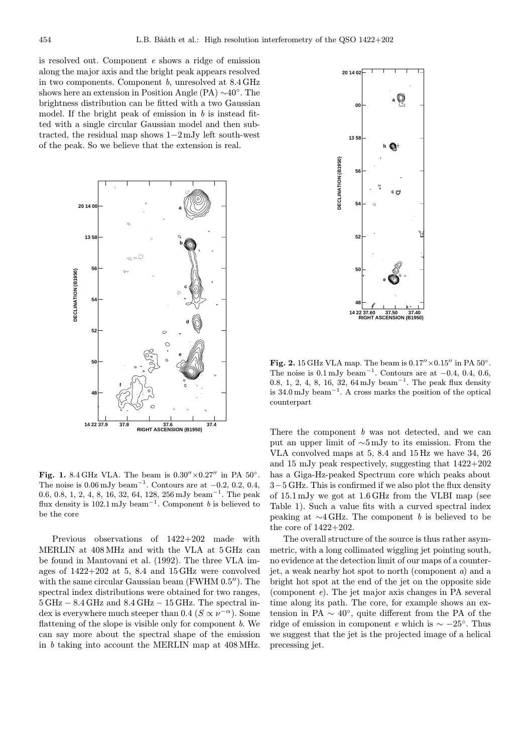is resolved out. Component *e* shows a ridge of emission along the major axis and the bright peak appears resolved in two components. Component *b*, unresolved at 8.4 GHz shows here an extension in Position Angle (PA) $\sim 40^\circ$. The brightness distribution can be fitted with a two Gaussian model. If the bright peak of emission in *b* is instead fitted with a single circular Gaussian model and then subtracted, the residual map shows $1-2$ mJy left south-west of the peak. So we believe that the extension is real.

**Fig. 1.** 8.4 GHz VLA. The beam is $0.30'' \times 0.27''$ in PA $50^\circ$. The noise is 0.06 mJy beam$^{-1}$. Contours are at $-0.2$, 0.2, 0.4, 0.6, 0.8, 1, 2, 4, 8, 16, 32, 64, 128, 256 mJy beam$^{-1}$. The peak flux density is 102.1 mJy beam$^{-1}$. Component *b* is believed to be the core

Previous observations of 1422+202 made with MERLIN at 408 MHz and with the VLA at 5 GHz can be found in Mantovani et al. (1992). The three VLA images of 1422+202 at 5, 8.4 and 15 GHz were convolved with the same circular Gaussian beam (FWHM $0.5''$). The spectral index distributions were obtained for two ranges, 5 GHz $-$ 8.4 GHz and 8.4 GHz $-$ 15 GHz. The spectral index is everywhere much steeper than 0.4 ($S \propto \nu^{-\alpha}$). Some flattening of the slope is visible only for component *b*. We can say more about the spectral shape of the emission in *b* taking into account the MERLIN map at 408 MHz. There the component *b* was not detected, and we can put an upper limit of $\sim$5 mJy to its emission. From the VLA convolved maps at 5, 8.4 and 15 Hz we have 34, 26 and 15 mJy peak respectively, suggesting that 1422+202 has a Giga-Hz-peaked Spectrum core which peaks about $3-5$ GHz. This is confirmed if we also plot the flux density of 15.1 mJy we got at 1.6 GHz from the VLBI map (see Table 1). Such a value fits with a curved spectral index peaking at $\sim$4 GHz. The component *b* is believed to be the core of 1422+202.

**Fig. 2.** 15 GHz VLA map. The beam is $0.17'' \times 0.15''$ in PA $50^\circ$. The noise is 0.1 mJy beam$^{-1}$. Contours are at $-0.4$, 0.4, 0.6, 0.8, 1, 2, 4, 8, 16, 32, 64 mJy beam$^{-1}$. The peak flux density is 34.0 mJy beam$^{-1}$. A cross marks the position of the optical counterpart

The overall structure of the source is thus rather asymmetric, with a long collimated wiggling jet pointing south, no evidence at the detection limit of our maps of a counter-jet, a weak nearby hot spot to north (component *a*) and a bright hot spot at the end of the jet on the opposite side (component *e*). The jet major axis changes in PA several time along its path. The core, for example shows an extension in PA $\sim 40^\circ$, quite different from the PA of the ridge of emission in component *e* which is $\sim -25^\circ$. Thus we suggest that the jet is the projected image of a helical precessing jet.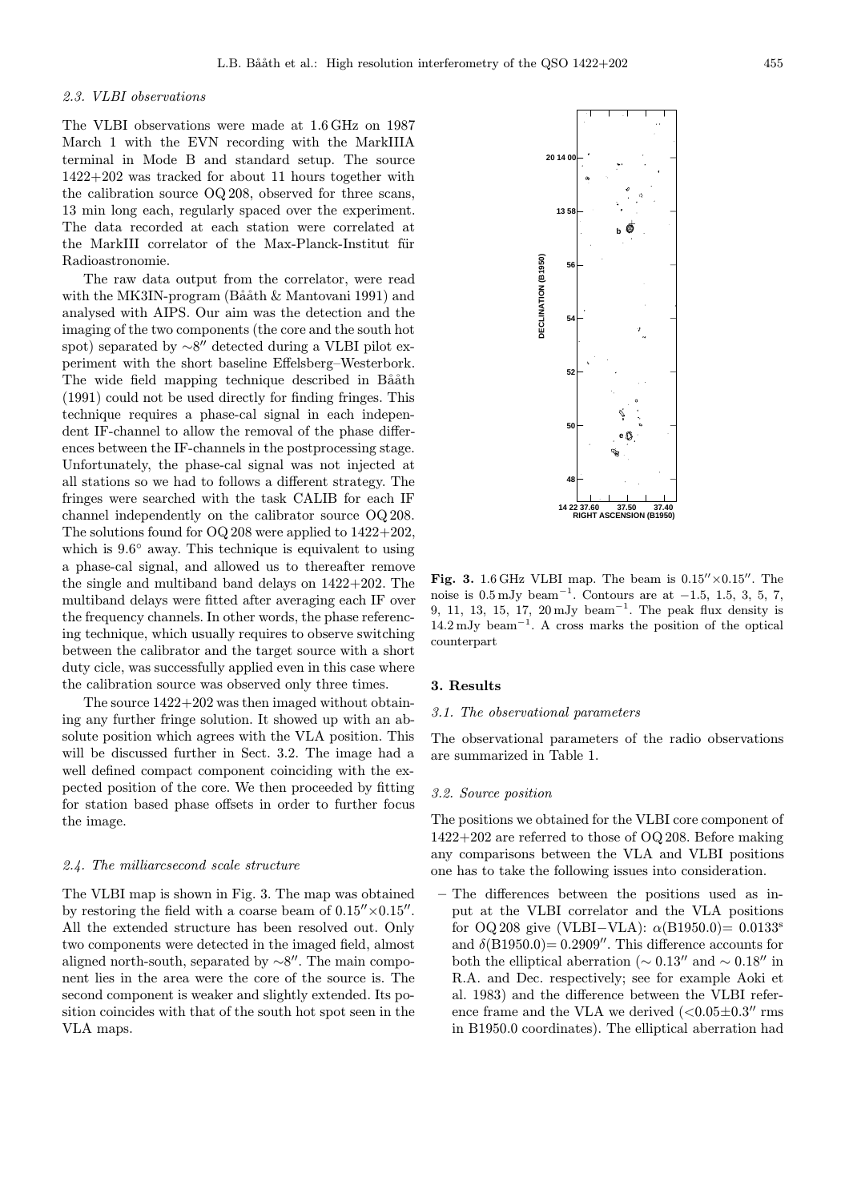### 2.3. VLBI observations

The VLBI observations were made at 1.6 GHz on 1987 March 1 with the EVN recording with the MarkIIIA terminal in Mode B and standard setup. The source 1422+202 was tracked for about 11 hours together with the calibration source OQ 208, observed for three scans, 13 min long each, regularly spaced over the experiment. The data recorded at each station were correlated at the MarkIII correlator of the Max-Planck-Institut für Radioastronomie.

The raw data output from the correlator, were read with the MK3IN-program (Bååth & Mantovani 1991) and analysed with AIPS. Our aim was the detection and the imaging of the two components (the core and the south hot spot) separated by $\sim 8''$ detected during a VLBI pilot experiment with the short baseline Effelsberg–Westerbork. The wide field mapping technique described in Bååth (1991) could not be used directly for finding fringes. This technique requires a phase-cal signal in each independent IF-channel to allow the removal of the phase differences between the IF-channels in the postprocessing stage. Unfortunately, the phase-cal signal was not injected at all stations so we had to follows a different strategy. The fringes were searched with the task CALIB for each IF channel independently on the calibrator source OQ 208. The solutions found for OQ 208 were applied to 1422+202, which is $9.6^\circ$ away. This technique is equivalent to using a phase-cal signal, and allowed us to thereafter remove the single and multiband band delays on 1422+202. The multiband delays were fitted after averaging each IF over the frequency channels. In other words, the phase referencing technique, which usually requires to observe switching between the calibrator and the target source with a short duty cicle, was successfully applied even in this case where the calibration source was observed only three times.

The source 1422+202 was then imaged without obtaining any further fringe solution. It showed up with an absolute position which agrees with the VLA position. This will be discussed further in Sect. 3.2. The image had a well defined compact component coinciding with the expected position of the core. We then proceeded by fitting for station based phase offsets in order to further focus the image.

### 2.4. The milliarcsecond scale structure

The VLBI map is shown in Fig. 3. The map was obtained by restoring the field with a coarse beam of $0.15''\times 0.15''$. All the extended structure has been resolved out. Only two components were detected in the imaged field, almost aligned north-south, separated by $\sim 8''$. The main component lies in the area were the core of the source is. The second component is weaker and slightly extended. Its position coincides with that of the south hot spot seen in the VLA maps.

**Fig. 3.** 1.6 GHz VLBI map. The beam is $0.15''\times 0.15''$. The noise is 0.5 mJy beam$^{-1}$. Contours are at $-1.5$, 1.5, 3, 5, 7, 9, 11, 13, 15, 17, 20 mJy beam$^{-1}$. The peak flux density is 14.2 mJy beam$^{-1}$. A cross marks the position of the optical counterpart

## 3. Results

### 3.1. The observational parameters

The observational parameters of the radio observations are summarized in Table 1.

### 3.2. Source position

The positions we obtained for the VLBI core component of 1422+202 are referred to those of OQ 208. Before making any comparisons between the VLA and VLBI positions one has to take the following issues into consideration.

- The differences between the positions used as input at the VLBI correlator and the VLA positions for OQ 208 give (VLBI−VLA): $\alpha$(B1950.0)= $0.0133^{\mathrm{s}}$ and $\delta$(B1950.0)= $0.2909''$. This difference accounts for both the elliptical aberration ($\sim 0.13''$ and $\sim 0.18''$ in R.A. and Dec. respectively; see for example Aoki et al. 1983) and the difference between the VLBI reference frame and the VLA we derived ($<0.05\pm 0.3''$ rms in B1950.0 coordinates). The elliptical aberration had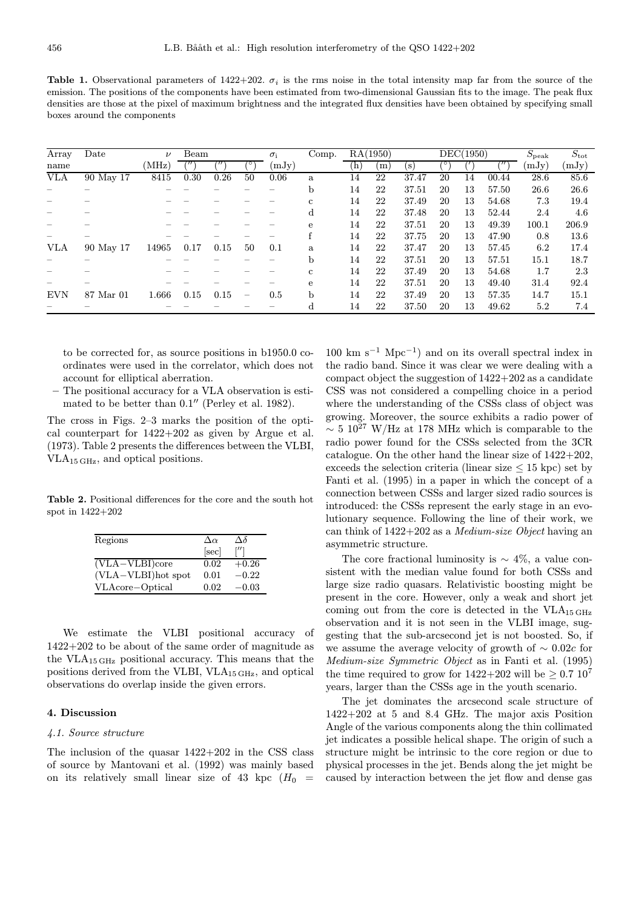**Table 1.** Observational parameters of 1422+202. $\sigma_i$ is the rms noise in the total intensity map far from the source of the emission. The positions of the components have been estimated from two-dimensional Gaussian fits to the image. The peak flux densities are those at the pixel of maximum brightness and the integrated flux densities have been obtained by specifying small boxes around the components

| Array name | Date | $\nu$ (MHz) | Beam ($''$) | ($''$) | ($^\circ$) | $\sigma_i$ (mJy) | Comp. | RA(1950) (h) | (m) | (s) | DEC(1950) ($^\circ$) | ($'$) | ($''$) | $S_{\rm peak}$ (mJy) | $S_{\rm tot}$ (mJy) |
|---|---|---|---|---|---|---|---|---|---|---|---|---|---|---|---|
| VLA | 90 May 17 | 8415 | 0.30 | 0.26 | 50 | 0.06 | a | 14 | 22 | 37.47 | 20 | 14 | 00.44 | 28.6 | 85.6 |
| – | – | – | – | – | – | – | b | 14 | 22 | 37.51 | 20 | 13 | 57.50 | 26.6 | 26.6 |
| – | – | – | – | – | – | – | c | 14 | 22 | 37.49 | 20 | 13 | 54.68 | 7.3 | 19.4 |
| – | – | – | – | – | – | – | d | 14 | 22 | 37.48 | 20 | 13 | 52.44 | 2.4 | 4.6 |
| – | – | – | – | – | – | – | e | 14 | 22 | 37.51 | 20 | 13 | 49.39 | 100.1 | 206.9 |
| – | – | – | – | – | – | – | f | 14 | 22 | 37.75 | 20 | 13 | 47.90 | 0.8 | 13.6 |
| VLA | 90 May 17 | 14965 | 0.17 | 0.15 | 50 | 0.1 | a | 14 | 22 | 37.47 | 20 | 13 | 57.45 | 6.2 | 17.4 |
| – | – | – | – | – | – | – | b | 14 | 22 | 37.51 | 20 | 13 | 57.51 | 15.1 | 18.7 |
| – | – | – | – | – | – | – | c | 14 | 22 | 37.49 | 20 | 13 | 54.68 | 1.7 | 2.3 |
| – | – | – | – | – | – | – | e | 14 | 22 | 37.51 | 20 | 13 | 49.40 | 31.4 | 92.4 |
| EVN | 87 Mar 01 | 1.666 | 0.15 | 0.15 | – | 0.5 | b | 14 | 22 | 37.49 | 20 | 13 | 57.35 | 14.7 | 15.1 |
| – | – | – | – | – | – | – | d | 14 | 22 | 37.50 | 20 | 13 | 49.62 | 5.2 | 7.4 |

to be corrected for, as source positions in b1950.0 coordinates were used in the correlator, which does not account for elliptical aberration.

– The positional accuracy for a VLA observation is estimated to be better than $0.1''$ (Perley et al. 1982).

The cross in Figs. 2–3 marks the position of the optical counterpart for 1422+202 as given by Argue et al. (1973). Table 2 presents the differences between the VLBI, $\mathrm{VLA}_{15\,\mathrm{GHz}}$, and optical positions.

**Table 2.** Positional differences for the core and the south hot spot in 1422+202

| Regions | $\Delta\alpha$ [sec] | $\Delta\delta$ [$''$] |
|---|---|---|
| (VLA−VLBI)core | 0.02 | +0.26 |
| (VLA−VLBI)hot spot | 0.01 | −0.22 |
| VLAcore−Optical | 0.02 | −0.03 |

We estimate the VLBI positional accuracy of 1422+202 to be about of the same order of magnitude as the $\mathrm{VLA}_{15\,\mathrm{GHz}}$ positional accuracy. This means that the positions derived from the VLBI, $\mathrm{VLA}_{15\,\mathrm{GHz}}$, and optical observations do overlap inside the given errors.

## 4. Discussion

### 4.1. Source structure

The inclusion of the quasar 1422+202 in the CSS class of source by Mantovani et al. (1992) was mainly based on its relatively small linear size of 43 kpc ($H_0$ = 100 km s$^{-1}$ Mpc$^{-1}$) and on its overall spectral index in the radio band. Since it was clear we were dealing with a compact object the suggestion of 1422+202 as a candidate CSS was not considered a compelling choice in a period where the understanding of the CSSs class of object was growing. Moreover, the source exhibits a radio power of $\sim 5\ 10^{27}$ W/Hz at 178 MHz which is comparable to the radio power found for the CSSs selected from the 3CR catalogue. On the other hand the linear size of 1422+202, exceeds the selection criteria (linear size $\leq 15$ kpc) set by Fanti et al. (1995) in a paper in which the concept of a connection between CSSs and larger sized radio sources is introduced: the CSSs represent the early stage in an evolutionary sequence. Following the line of their work, we can think of 1422+202 as a *Medium-size Object* having an asymmetric structure.

The core fractional luminosity is $\sim 4\%$, a value consistent with the median value found for both CSSs and large size radio quasars. Relativistic boosting might be present in the core. However, only a weak and short jet coming out from the core is detected in the $\mathrm{VLA}_{15\,\mathrm{GHz}}$ observation and it is not seen in the VLBI image, suggesting that the sub-arcsecond jet is not boosted. So, if we assume the average velocity of growth of $\sim 0.02c$ for *Medium-size Symmetric Object* as in Fanti et al. (1995) the time required to grow for 1422+202 will be $\geq 0.7\ 10^7$ years, larger than the CSSs age in the youth scenario.

The jet dominates the arcsecond scale structure of 1422+202 at 5 and 8.4 GHz. The major axis Position Angle of the various components along the thin collimated jet indicates a possible helical shape. The origin of such a structure might be intrinsic to the core region or due to physical processes in the jet. Bends along the jet might be caused by interaction between the jet flow and dense gas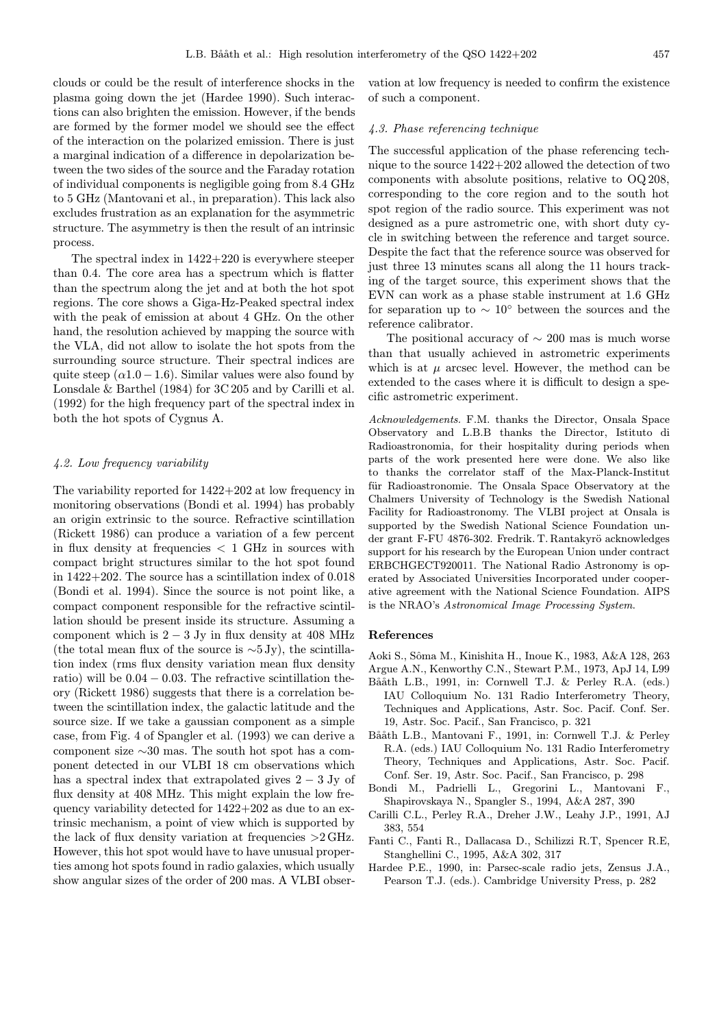clouds or could be the result of interference shocks in the plasma going down the jet (Hardee 1990). Such interactions can also brighten the emission. However, if the bends are formed by the former model we should see the effect of the interaction on the polarized emission. There is just a marginal indication of a difference in depolarization between the two sides of the source and the Faraday rotation of individual components is negligible going from 8.4 GHz to 5 GHz (Mantovani et al., in preparation). This lack also excludes frustration as an explanation for the asymmetric structure. The asymmetry is then the result of an intrinsic process.

The spectral index in 1422+220 is everywhere steeper than 0.4. The core area has a spectrum which is flatter than the spectrum along the jet and at both the hot spot regions. The core shows a Giga-Hz-Peaked spectral index with the peak of emission at about 4 GHz. On the other hand, the resolution achieved by mapping the source with the VLA, did not allow to isolate the hot spots from the surrounding source structure. Their spectral indices are quite steep ($\alpha 1.0 - 1.6$). Similar values were also found by Lonsdale & Barthel (1984) for 3C 205 and by Carilli et al. (1992) for the high frequency part of the spectral index in both the hot spots of Cygnus A.

### 4.2. Low frequency variability

The variability reported for 1422+202 at low frequency in monitoring observations (Bondi et al. 1994) has probably an origin extrinsic to the source. Refractive scintillation (Rickett 1986) can produce a variation of a few percent in flux density at frequencies $< 1$ GHz in sources with compact bright structures similar to the hot spot found in 1422+202. The source has a scintillation index of 0.018 (Bondi et al. 1994). Since the source is not point like, a compact component responsible for the refractive scintillation should be present inside its structure. Assuming a component which is $2 - 3$ Jy in flux density at 408 MHz (the total mean flux of the source is $\sim$5 Jy), the scintillation index (rms flux density variation mean flux density ratio) will be $0.04 - 0.03$. The refractive scintillation theory (Rickett 1986) suggests that there is a correlation between the scintillation index, the galactic latitude and the source size. If we take a gaussian component as a simple case, from Fig. 4 of Spangler et al. (1993) we can derive a component size $\sim$30 mas. The south hot spot has a component detected in our VLBI 18 cm observations which has a spectral index that extrapolated gives $2 - 3$ Jy of flux density at 408 MHz. This might explain the low frequency variability detected for 1422+202 as due to an extrinsic mechanism, a point of view which is supported by the lack of flux density variation at frequencies $>$2 GHz. However, this hot spot would have to have unusual properties among hot spots found in radio galaxies, which usually show angular sizes of the order of 200 mas. A VLBI observation at low frequency is needed to confirm the existence of such a component.

### 4.3. Phase referencing technique

The successful application of the phase referencing technique to the source 1422+202 allowed the detection of two components with absolute positions, relative to OQ 208, corresponding to the core region and to the south hot spot region of the radio source. This experiment was not designed as a pure astrometric one, with short duty cycle in switching between the reference and target source. Despite the fact that the reference source was observed for just three 13 minutes scans all along the 11 hours tracking of the target source, this experiment shows that the EVN can work as a phase stable instrument at 1.6 GHz for separation up to $\sim 10^{\circ}$ between the sources and the reference calibrator.

The positional accuracy of $\sim$ 200 mas is much worse than that usually achieved in astrometric experiments which is at $\mu$ arcsec level. However, the method can be extended to the cases where it is difficult to design a specific astrometric experiment.

*Acknowledgements.* F.M. thanks the Director, Onsala Space Observatory and L.B.B thanks the Director, Istituto di Radioastronomia, for their hospitality during periods when parts of the work presented here were done. We also like to thanks the correlator staff of the Max-Planck-Institut für Radioastronomie. The Onsala Space Observatory at the Chalmers University of Technology is the Swedish National Facility for Radioastronomy. The VLBI project at Onsala is supported by the Swedish National Science Foundation under grant F-FU 4876-302. Fredrik. T. Rantakyrö acknowledges support for his research by the European Union under contract ERBCHGECT920011. The National Radio Astronomy is operated by Associated Universities Incorporated under cooperative agreement with the National Science Foundation. AIPS is the NRAO's *Astronomical Image Processing System*.

## References

- Aoki S., Sôma M., Kinishita H., Inoue K., 1983, A&A 128, 263
- Argue A.N., Kenworthy C.N., Stewart P.M., 1973, ApJ 14, L99
- Bååth L.B., 1991, in: Cornwell T.J. & Perley R.A. (eds.) IAU Colloquium No. 131 Radio Interferometry Theory, Techniques and Applications, Astr. Soc. Pacif. Conf. Ser. 19, Astr. Soc. Pacif., San Francisco, p. 321
- Bååth L.B., Mantovani F., 1991, in: Cornwell T.J. & Perley R.A. (eds.) IAU Colloquium No. 131 Radio Interferometry Theory, Techniques and Applications, Astr. Soc. Pacif. Conf. Ser. 19, Astr. Soc. Pacif., San Francisco, p. 298
- Bondi M., Padrielli L., Gregorini L., Mantovani F., Shapirovskaya N., Spangler S., 1994, A&A 287, 390
- Carilli C.L., Perley R.A., Dreher J.W., Leahy J.P., 1991, AJ 383, 554
- Fanti C., Fanti R., Dallacasa D., Schilizzi R.T, Spencer R.E, Stanghellini C., 1995, A&A 302, 317
- Hardee P.E., 1990, in: Parsec-scale radio jets, Zensus J.A., Pearson T.J. (eds.). Cambridge University Press, p. 282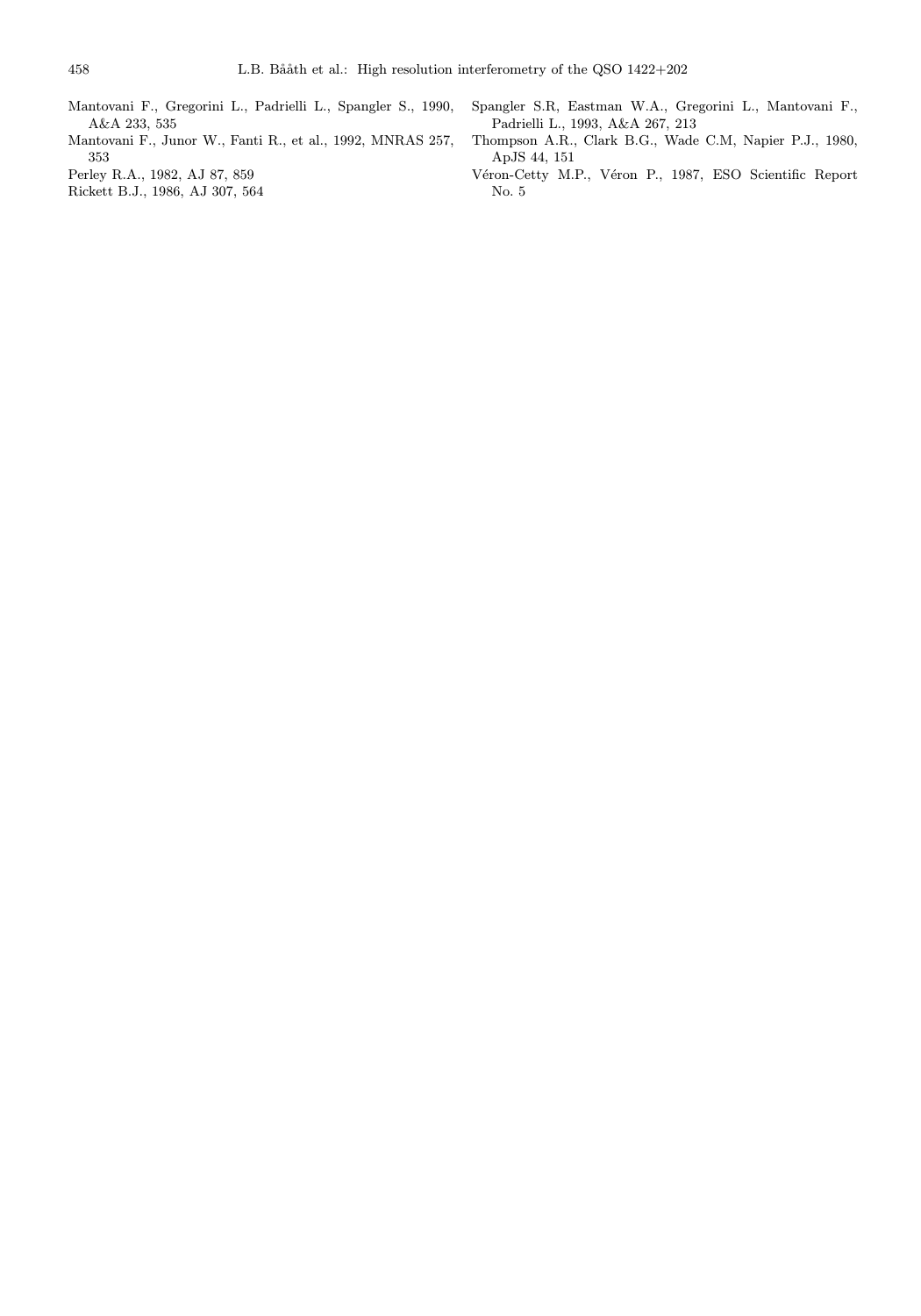Mantovani F., Gregorini L., Padrielli L., Spangler S., 1990, A&A 233, 535

Mantovani F., Junor W., Fanti R., et al., 1992, MNRAS 257, 353

Perley R.A., 1982, AJ 87, 859

Rickett B.J., 1986, AJ 307, 564

Spangler S.R, Eastman W.A., Gregorini L., Mantovani F., Padrielli L., 1993, A&A 267, 213

Thompson A.R., Clark B.G., Wade C.M, Napier P.J., 1980, ApJS 44, 151

Véron-Cetty M.P., Véron P., 1987, ESO Scientific Report No. 5